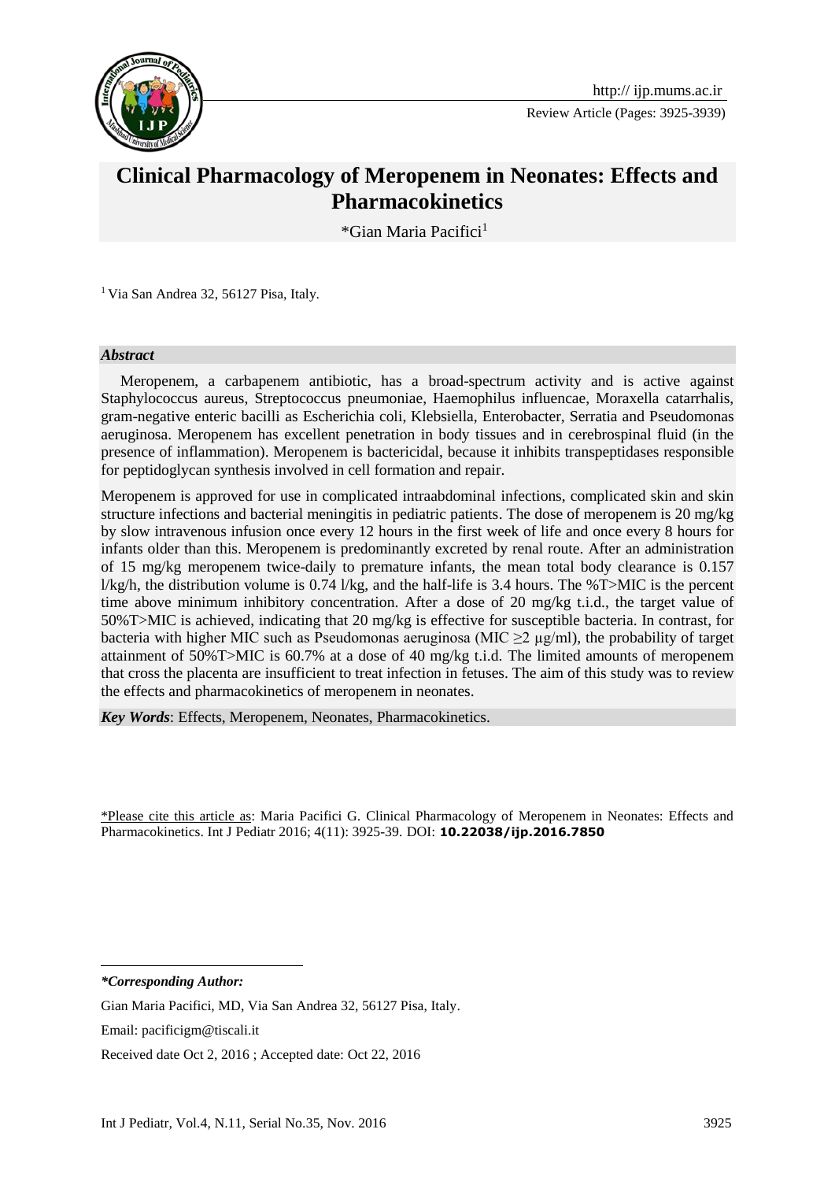Review Article (Pages: 3925-3939)

# Clinical Pharmacology of Meropenem in Neonates: Effects and Pharmacokinetics

*Gian Maria Pacifici[1]

[1] Via San Andrea 32, 56127 Pisa, Italy.

### *Abstract*

Meropenem, a carbapenem antibiotic, has a broad-spectrum activity and is active against Staphylococcus aureus, Streptococcus pneumoniae, Haemophilus influencae, Moraxella catarrhalis, gram-negative enteric bacilli as Escherichia coli, Klebsiella, Enterobacter, Serratia and Pseudomonas aeruginosa. Meropenem has excellent penetration in body tissues and in cerebrospinal fluid (in the presence of inflammation). Meropenem is bactericidal, because it inhibits transpeptidases responsible for peptidoglycan synthesis involved in cell formation and repair.

Meropenem is approved for use in complicated intraabdominal infections, complicated skin and skin structure infections and bacterial meningitis in pediatric patients. The dose of meropenem is 20 mg/kg by slow intravenous infusion once every 12 hours in the first week of life and once every 8 hours for infants older than this. Meropenem is predominantly excreted by renal route. After an administration of 15 mg/kg meropenem twice-daily to premature infants, the mean total body clearance is 0.157 l/kg/h, the distribution volume is 0.74 l/kg, and the half-life is 3.4 hours. The %T>MIC is the percent time above minimum inhibitory concentration. After a dose of 20 mg/kg t.i.d., the target value of 50%T>MIC is achieved, indicating that 20 mg/kg is effective for susceptible bacteria. In contrast, for bacteria with higher MIC such as Pseudomonas aeruginosa (MIC $\geq$2 µg/ml), the probability of target attainment of 50%T>MIC is 60.7% at a dose of 40 mg/kg t.i.d. The limited amounts of meropenem that cross the placenta are insufficient to treat infection in fetuses. The aim of this study was to review the effects and pharmacokinetics of meropenem in neonates.

***Key Words***: Effects, Meropenem, Neonates, Pharmacokinetics.

*Please cite this article as: Maria Pacifici G. Clinical Pharmacology of Meropenem in Neonates: Effects and Pharmacokinetics. Int J Pediatr 2016; 4(11): 3925-39. DOI: **10.22038/ijp.2016.7850**

***Corresponding Author:***

Gian Maria Pacifici, MD, Via San Andrea 32, 56127 Pisa, Italy.

Email: pacificigm@tiscali.it

Received date Oct 2, 2016 ; Accepted date: Oct 22, 2016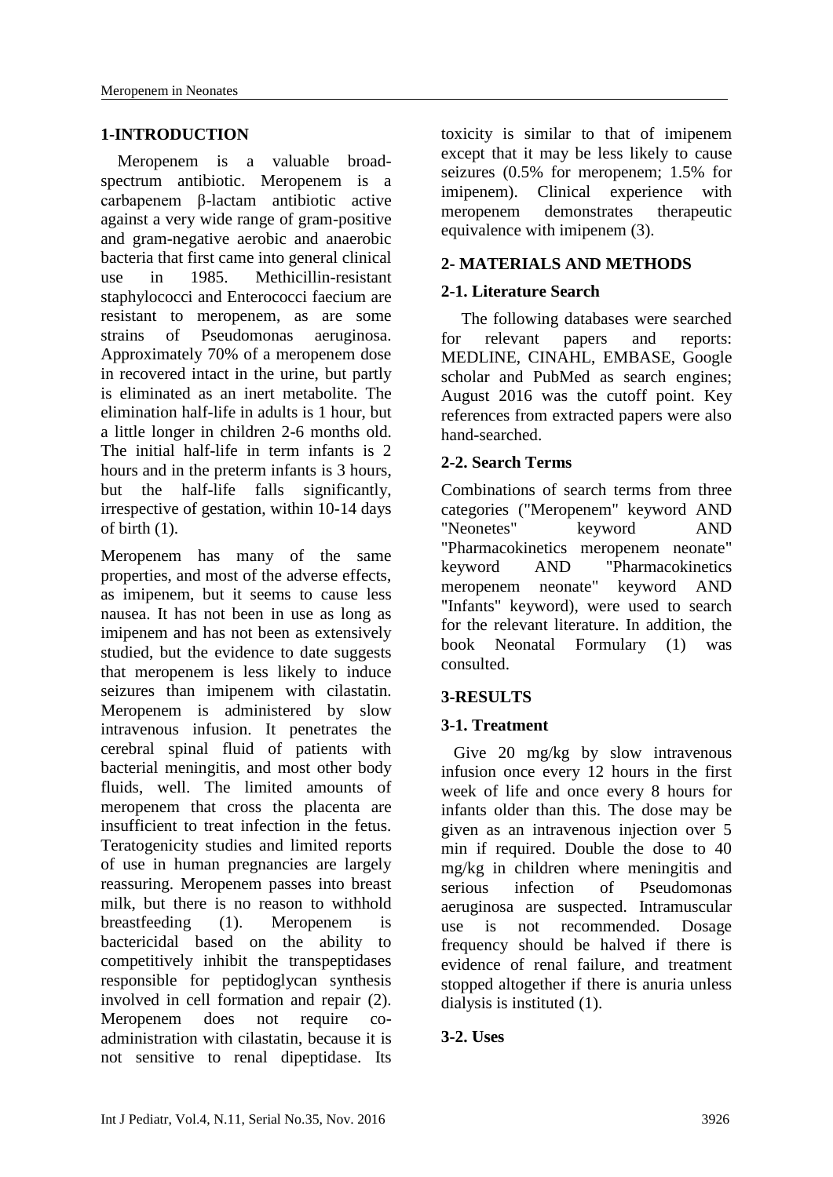## 1-INTRODUCTION

Meropenem is a valuable broad-spectrum antibiotic. Meropenem is a carbapenem β-lactam antibiotic active against a very wide range of gram-positive and gram-negative aerobic and anaerobic bacteria that first came into general clinical use in 1985. Methicillin-resistant staphylococci and Enterococci faecium are resistant to meropenem, as are some strains of Pseudomonas aeruginosa. Approximately 70% of a meropenem dose in recovered intact in the urine, but partly is eliminated as an inert metabolite. The elimination half-life in adults is 1 hour, but a little longer in children 2-6 months old. The initial half-life in term infants is 2 hours and in the preterm infants is 3 hours, but the half-life falls significantly, irrespective of gestation, within 10-14 days of birth (1).

Meropenem has many of the same properties, and most of the adverse effects, as imipenem, but it seems to cause less nausea. It has not been in use as long as imipenem and has not been as extensively studied, but the evidence to date suggests that meropenem is less likely to induce seizures than imipenem with cilastatin. Meropenem is administered by slow intravenous infusion. It penetrates the cerebral spinal fluid of patients with bacterial meningitis, and most other body fluids, well. The limited amounts of meropenem that cross the placenta are insufficient to treat infection in the fetus. Teratogenicity studies and limited reports of use in human pregnancies are largely reassuring. Meropenem passes into breast milk, but there is no reason to withhold breastfeeding (1). Meropenem is bactericidal based on the ability to competitively inhibit the transpeptidases responsible for peptidoglycan synthesis involved in cell formation and repair (2). Meropenem does not require co-administration with cilastatin, because it is not sensitive to renal dipeptidase. Its toxicity is similar to that of imipenem except that it may be less likely to cause seizures (0.5% for meropenem; 1.5% for imipenem). Clinical experience with meropenem demonstrates therapeutic equivalence with imipenem (3).

## 2- MATERIALS AND METHODS

### 2-1. Literature Search

The following databases were searched for relevant papers and reports: MEDLINE, CINAHL, EMBASE, Google scholar and PubMed as search engines; August 2016 was the cutoff point. Key references from extracted papers were also hand-searched.

### 2-2. Search Terms

Combinations of search terms from three categories ("Meropenem" keyword AND "Neonetes" keyword AND "Pharmacokinetics meropenem neonate" keyword AND "Pharmacokinetics meropenem neonate" keyword AND "Infants" keyword), were used to search for the relevant literature. In addition, the book Neonatal Formulary (1) was consulted.

## 3-RESULTS

### 3-1. Treatment

Give 20 mg/kg by slow intravenous infusion once every 12 hours in the first week of life and once every 8 hours for infants older than this. The dose may be given as an intravenous injection over 5 min if required. Double the dose to 40 mg/kg in children where meningitis and serious infection of Pseudomonas aeruginosa are suspected. Intramuscular use is not recommended. Dosage frequency should be halved if there is evidence of renal failure, and treatment stopped altogether if there is anuria unless dialysis is instituted (1).

### 3-2. Uses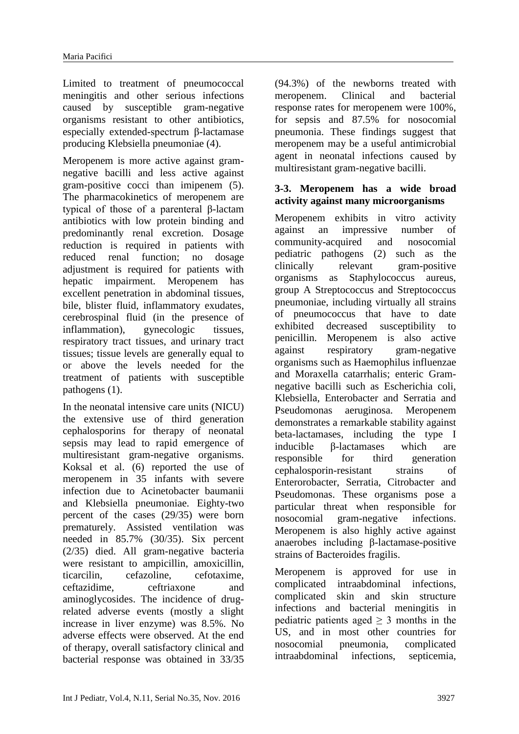Limited to treatment of pneumococcal meningitis and other serious infections caused by susceptible gram-negative organisms resistant to other antibiotics, especially extended-spectrum β-lactamase producing Klebsiella pneumoniae (4).

Meropenem is more active against gram-negative bacilli and less active against gram-positive cocci than imipenem (5). The pharmacokinetics of meropenem are typical of those of a parenteral β-lactam antibiotics with low protein binding and predominantly renal excretion. Dosage reduction is required in patients with reduced renal function; no dosage adjustment is required for patients with hepatic impairment. Meropenem has excellent penetration in abdominal tissues, bile, blister fluid, inflammatory exudates, cerebrospinal fluid (in the presence of inflammation), gynecologic tissues, respiratory tract tissues, and urinary tract tissues; tissue levels are generally equal to or above the levels needed for the treatment of patients with susceptible pathogens (1).

In the neonatal intensive care units (NICU) the extensive use of third generation cephalosporins for therapy of neonatal sepsis may lead to rapid emergence of multiresistant gram-negative organisms. Koksal et al. (6) reported the use of meropenem in 35 infants with severe infection due to Acinetobacter baumanii and Klebsiella pneumoniae. Eighty-two percent of the cases (29/35) were born prematurely. Assisted ventilation was needed in 85.7% (30/35). Six percent (2/35) died. All gram-negative bacteria were resistant to ampicillin, amoxicillin, ticarcilin, cefazoline, cefotaxime, ceftazidime, ceftriaxone and aminoglycosides. The incidence of drug-related adverse events (mostly a slight increase in liver enzyme) was 8.5%. No adverse effects were observed. At the end of therapy, overall satisfactory clinical and bacterial response was obtained in 33/35 (94.3%) of the newborns treated with meropenem. Clinical and bacterial response rates for meropenem were 100%, for sepsis and 87.5% for nosocomial pneumonia. These findings suggest that meropenem may be a useful antimicrobial agent in neonatal infections caused by multiresistant gram-negative bacilli.

### 3-3. Meropenem has a wide broad activity against many microorganisms

Meropenem exhibits in vitro activity against an impressive number of community-acquired and nosocomial pediatric pathogens (2) such as the clinically relevant gram-positive organisms as Staphylococcus aureus, group A Streptococcus and Streptococcus pneumoniae, including virtually all strains of pneumococcus that have to date exhibited decreased susceptibility to penicillin. Meropenem is also active against respiratory gram-negative organisms such as Haemophilus influenzae and Moraxella catarrhalis; enteric Gram-negative bacilli such as Escherichia coli, Klebsiella, Enterobacter and Serratia and Pseudomonas aeruginosa. Meropenem demonstrates a remarkable stability against beta-lactamases, including the type I inducible β-lactamases which are responsible for third generation cephalosporin-resistant strains of Enterorobacter, Serratia, Citrobacter and Pseudomonas. These organisms pose a particular threat when responsible for nosocomial gram-negative infections. Meropenem is also highly active against anaerobes including β-lactamase-positive strains of Bacteroides fragilis.

Meropenem is approved for use in complicated intraabdominal infections, complicated skin and skin structure infections and bacterial meningitis in pediatric patients aged ≥ 3 months in the US, and in most other countries for nosocomial pneumonia, complicated intraabdominal infections, septicemia,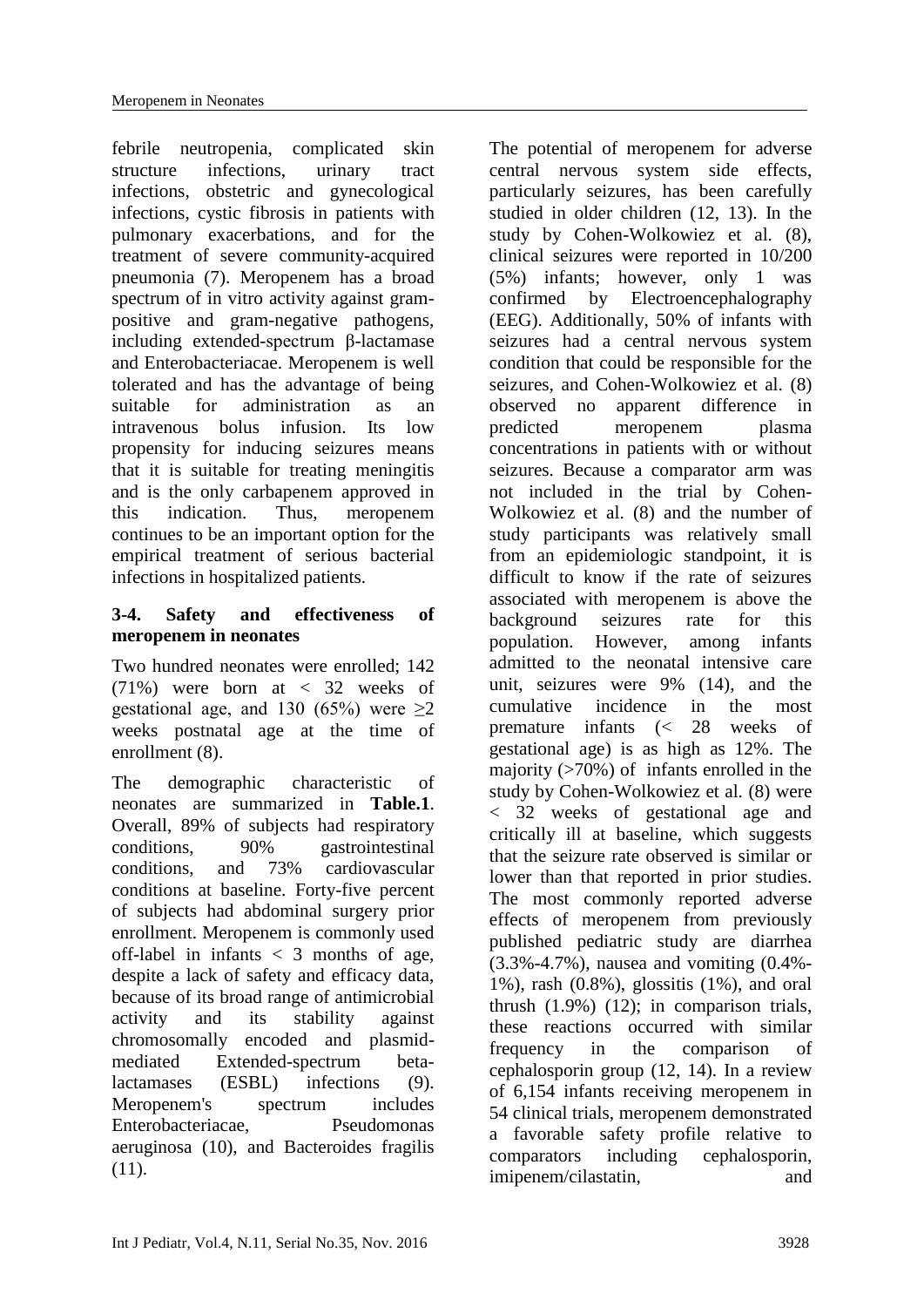febrile neutropenia, complicated skin structure infections, urinary tract infections, obstetric and gynecological infections, cystic fibrosis in patients with pulmonary exacerbations, and for the treatment of severe community-acquired pneumonia (7). Meropenem has a broad spectrum of in vitro activity against gram-positive and gram-negative pathogens, including extended-spectrum β-lactamase and Enterobacteriacae. Meropenem is well tolerated and has the advantage of being suitable for administration as an intravenous bolus infusion. Its low propensity for inducing seizures means that it is suitable for treating meningitis and is the only carbapenem approved in this indication. Thus, meropenem continues to be an important option for the empirical treatment of serious bacterial infections in hospitalized patients.

### 3-4. Safety and effectiveness of meropenem in neonates

Two hundred neonates were enrolled; 142 (71%) were born at < 32 weeks of gestational age, and 130 (65%) were ≥2 weeks postnatal age at the time of enrollment (8).

The demographic characteristic of neonates are summarized in **Table.1**. Overall, 89% of subjects had respiratory conditions, 90% gastrointestinal conditions, and 73% cardiovascular conditions at baseline. Forty-five percent of subjects had abdominal surgery prior enrollment. Meropenem is commonly used off-label in infants < 3 months of age, despite a lack of safety and efficacy data, because of its broad range of antimicrobial activity and its stability against chromosomally encoded and plasmid-mediated Extended-spectrum beta-lactamases (ESBL) infections (9). Meropenem's spectrum includes Enterobacteriacae, Pseudomonas aeruginosa (10), and Bacteroides fragilis (11).

The potential of meropenem for adverse central nervous system side effects, particularly seizures, has been carefully studied in older children (12, 13). In the study by Cohen-Wolkowiez et al. (8), clinical seizures were reported in 10/200 (5%) infants; however, only 1 was confirmed by Electroencephalography (EEG). Additionally, 50% of infants with seizures had a central nervous system condition that could be responsible for the seizures, and Cohen-Wolkowiez et al. (8) observed no apparent difference in predicted meropenem plasma concentrations in patients with or without seizures. Because a comparator arm was not included in the trial by Cohen-Wolkowiez et al. (8) and the number of study participants was relatively small from an epidemiologic standpoint, it is difficult to know if the rate of seizures associated with meropenem is above the background seizures rate for this population. However, among infants admitted to the neonatal intensive care unit, seizures were 9% (14), and the cumulative incidence in the most premature infants (< 28 weeks of gestational age) is as high as 12%. The majority (>70%) of infants enrolled in the study by Cohen-Wolkowiez et al. (8) were < 32 weeks of gestational age and critically ill at baseline, which suggests that the seizure rate observed is similar or lower than that reported in prior studies. The most commonly reported adverse effects of meropenem from previously published pediatric study are diarrhea (3.3%-4.7%), nausea and vomiting (0.4%-1%), rash (0.8%), glossitis (1%), and oral thrush (1.9%) (12); in comparison trials, these reactions occurred with similar frequency in the comparison of cephalosporin group (12, 14). In a review of 6,154 infants receiving meropenem in 54 clinical trials, meropenem demonstrated a favorable safety profile relative to comparators including cephalosporin, imipenem/cilastatin, and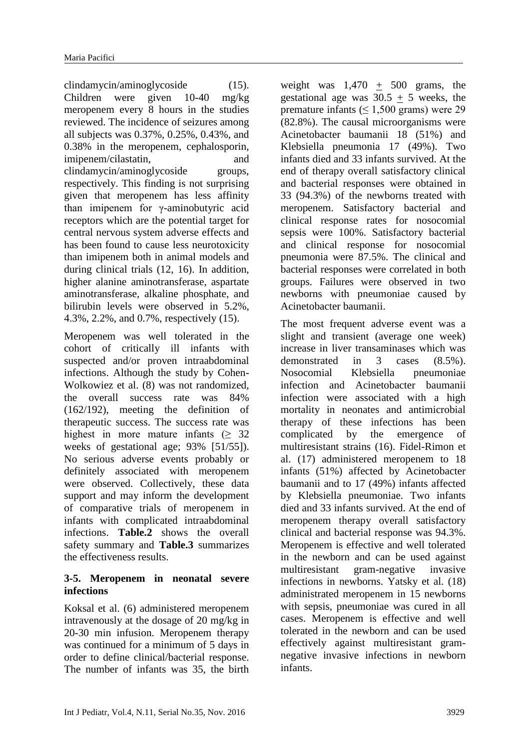clindamycin/aminoglycoside (15). Children were given 10-40 mg/kg meropenem every 8 hours in the studies reviewed. The incidence of seizures among all subjects was 0.37%, 0.25%, 0.43%, and 0.38% in the meropenem, cephalosporin, imipenem/cilastatin, and clindamycin/aminoglycoside groups, respectively. This finding is not surprising given that meropenem has less affinity than imipenem for γ-aminobutyric acid receptors which are the potential target for central nervous system adverse effects and has been found to cause less neurotoxicity than imipenem both in animal models and during clinical trials (12, 16). In addition, higher alanine aminotransferase, aspartate aminotransferase, alkaline phosphate, and bilirubin levels were observed in 5.2%, 4.3%, 2.2%, and 0.7%, respectively (15).

Meropenem was well tolerated in the cohort of critically ill infants with suspected and/or proven intraabdominal infections. Although the study by Cohen-Wolkowiez et al. (8) was not randomized, the overall success rate was 84% (162/192), meeting the definition of therapeutic success. The success rate was highest in more mature infants (≥ 32 weeks of gestational age; 93% [51/55]). No serious adverse events probably or definitely associated with meropenem were observed. Collectively, these data support and may inform the development of comparative trials of meropenem in infants with complicated intraabdominal infections. **Table.2** shows the overall safety summary and **Table.3** summarizes the effectiveness results.

### 3-5. Meropenem in neonatal severe infections

Koksal et al. (6) administered meropenem intravenously at the dosage of 20 mg/kg in 20-30 min infusion. Meropenem therapy was continued for a minimum of 5 days in order to define clinical/bacterial response. The number of infants was 35, the birth weight was 1,470 ± 500 grams, the gestational age was 30.5 ± 5 weeks, the premature infants (≤ 1,500 grams) were 29 (82.8%). The causal microorganisms were Acinetobacter baumanii 18 (51%) and Klebsiella pneumonia 17 (49%). Two infants died and 33 infants survived. At the end of therapy overall satisfactory clinical and bacterial responses were obtained in 33 (94.3%) of the newborns treated with meropenem. Satisfactory bacterial and clinical response rates for nosocomial sepsis were 100%. Satisfactory bacterial and clinical response for nosocomial pneumonia were 87.5%. The clinical and bacterial responses were correlated in both groups. Failures were observed in two newborns with pneumoniae caused by Acinetobacter baumanii.

The most frequent adverse event was a slight and transient (average one week) increase in liver transaminases which was demonstrated in 3 cases (8.5%). Nosocomial Klebsiella pneumoniae infection and Acinetobacter baumanii infection were associated with a high mortality in neonates and antimicrobial therapy of these infections has been complicated by the emergence of multiresistant strains (16). Fidel-Rimon et al. (17) administered meropenem to 18 infants (51%) affected by Acinetobacter baumanii and to 17 (49%) infants affected by Klebsiella pneumoniae. Two infants died and 33 infants survived. At the end of meropenem therapy overall satisfactory clinical and bacterial response was 94.3%. Meropenem is effective and well tolerated in the newborn and can be used against multiresistant gram-negative invasive infections in newborns. Yatsky et al. (18) administrated meropenem in 15 newborns with sepsis, pneumoniae was cured in all cases. Meropenem is effective and well tolerated in the newborn and can be used effectively against multiresistant gram-negative invasive infections in newborn infants.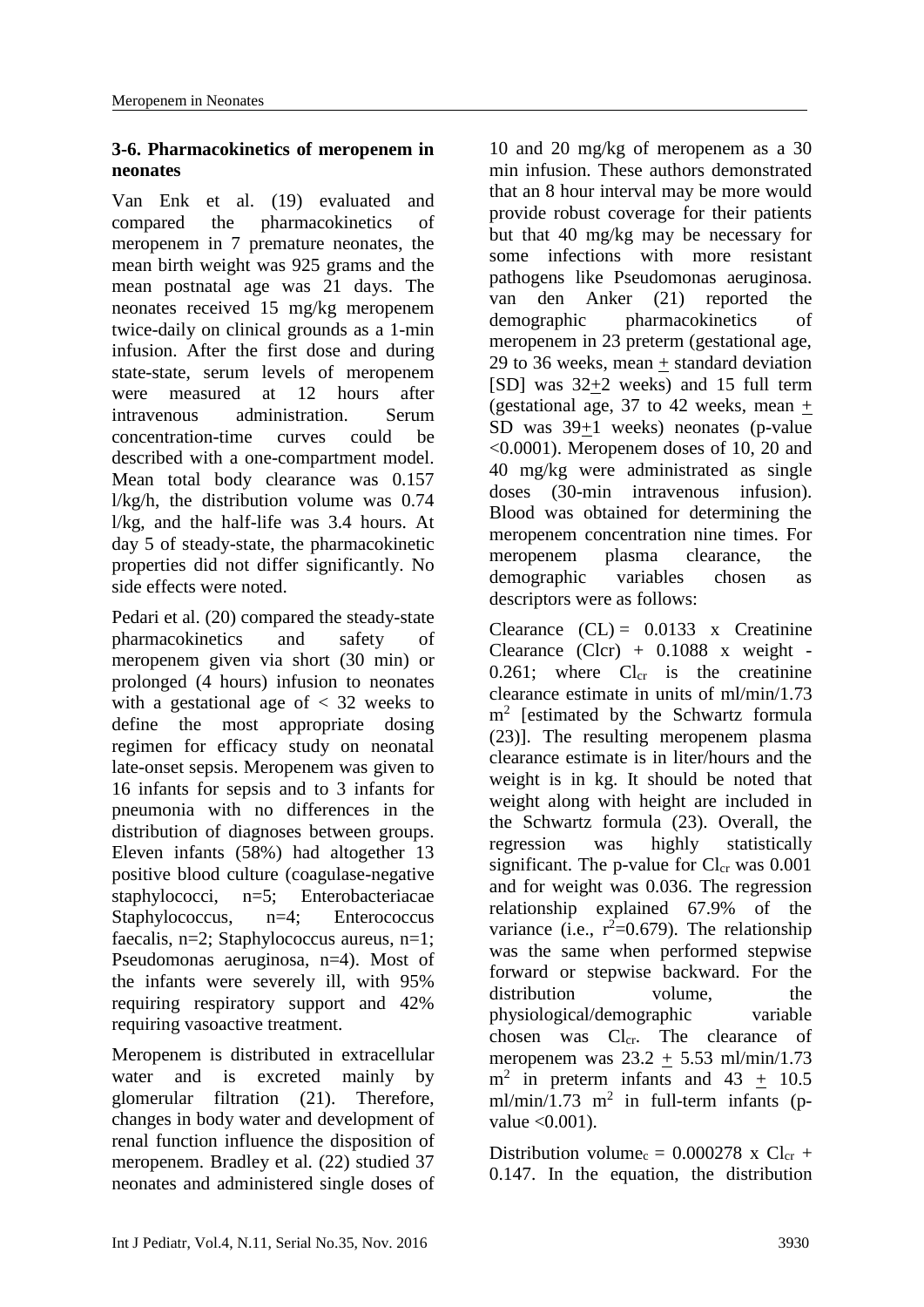### 3-6. Pharmacokinetics of meropenem in neonates

Van Enk et al. (19) evaluated and compared the pharmacokinetics of meropenem in 7 premature neonates, the mean birth weight was 925 grams and the mean postnatal age was 21 days. The neonates received 15 mg/kg meropenem twice-daily on clinical grounds as a 1-min infusion. After the first dose and during state-state, serum levels of meropenem were measured at 12 hours after intravenous administration. Serum concentration-time curves could be described with a one-compartment model. Mean total body clearance was 0.157 l/kg/h, the distribution volume was 0.74 l/kg, and the half-life was 3.4 hours. At day 5 of steady-state, the pharmacokinetic properties did not differ significantly. No side effects were noted.

Pedari et al. (20) compared the steady-state pharmacokinetics and safety of meropenem given via short (30 min) or prolonged (4 hours) infusion to neonates with a gestational age of < 32 weeks to define the most appropriate dosing regimen for efficacy study on neonatal late-onset sepsis. Meropenem was given to 16 infants for sepsis and to 3 infants for pneumonia with no differences in the distribution of diagnoses between groups. Eleven infants (58%) had altogether 13 positive blood culture (coagulase-negative staphylococci, n=5; Enterobacteriacae Staphylococcus, n=4; Enterococcus faecalis, n=2; Staphylococcus aureus, n=1; Pseudomonas aeruginosa, n=4). Most of the infants were severely ill, with 95% requiring respiratory support and 42% requiring vasoactive treatment.

Meropenem is distributed in extracellular water and is excreted mainly by glomerular filtration (21). Therefore, changes in body water and development of renal function influence the disposition of meropenem. Bradley et al. (22) studied 37 neonates and administered single doses of 10 and 20 mg/kg of meropenem as a 30 min infusion. These authors demonstrated that an 8 hour interval may be more would provide robust coverage for their patients but that 40 mg/kg may be necessary for some infections with more resistant pathogens like Pseudomonas aeruginosa. van den Anker (21) reported the demographic pharmacokinetics of meropenem in 23 preterm (gestational age, 29 to 36 weeks, mean ± standard deviation [SD] was 32±2 weeks) and 15 full term (gestational age, 37 to 42 weeks, mean ± SD was 39±1 weeks) neonates (p-value <0.0001). Meropenem doses of 10, 20 and 40 mg/kg were administrated as single doses (30-min intravenous infusion). Blood was obtained for determining the meropenem concentration nine times. For meropenem plasma clearance, the demographic variables chosen as descriptors were as follows:

Clearance (CL) = 0.0133 x Creatinine Clearance (Clcr) + 0.1088 x weight - 0.261; where $Cl_{cr}$ is the creatinine clearance estimate in units of ml/min/1.73 $m^2$ [estimated by the Schwartz formula (23)]. The resulting meropenem plasma clearance estimate is in liter/hours and the weight is in kg. It should be noted that weight along with height are included in the Schwartz formula (23). Overall, the regression was highly statistically significant. The p-value for $Cl_{cr}$ was 0.001 and for weight was 0.036. The regression relationship explained 67.9% of the variance (i.e., $r^2$=0.679). The relationship was the same when performed stepwise forward or stepwise backward. For the distribution volume, the physiological/demographic variable chosen was $Cl_{cr}$. The clearance of meropenem was 23.2 ± 5.53 ml/min/1.73 $m^2$ in preterm infants and 43 ± 10.5 ml/min/1.73 $m^2$ in full-term infants (p-value <0.001).

Distribution $volume_c$ = 0.000278 x $Cl_{cr}$ + 0.147. In the equation, the distribution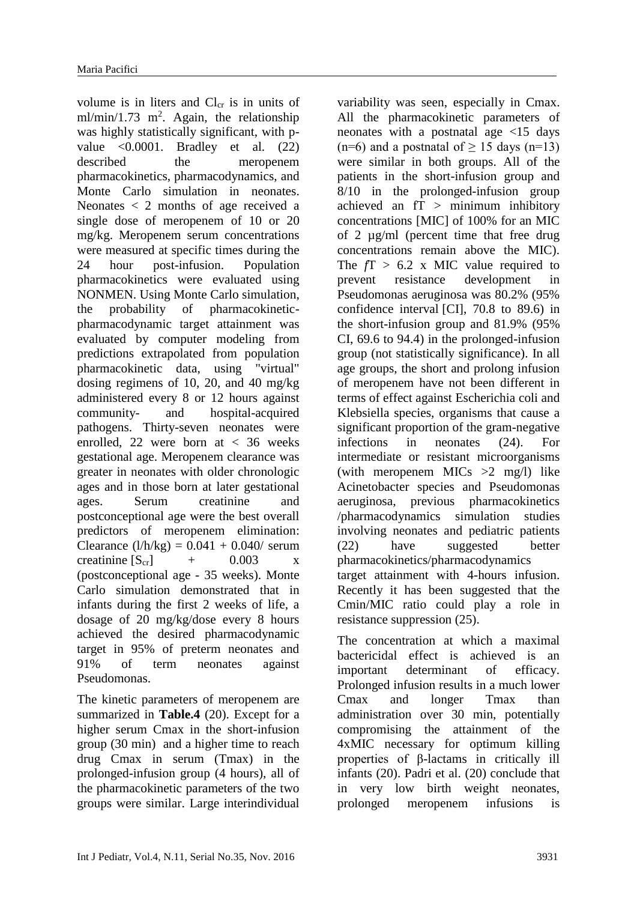volume is in liters and $Cl_{cr}$ is in units of ml/min/1.73 $m^2$. Again, the relationship was highly statistically significant, with p-value <0.0001. Bradley et al. (22) described the meropenem pharmacokinetics, pharmacodynamics, and Monte Carlo simulation in neonates. Neonates < 2 months of age received a single dose of meropenem of 10 or 20 mg/kg. Meropenem serum concentrations were measured at specific times during the 24 hour post-infusion. Population pharmacokinetics were evaluated using NONMEN. Using Monte Carlo simulation, the probability of pharmacokinetic-pharmacodynamic target attainment was evaluated by computer modeling from predictions extrapolated from population pharmacokinetic data, using "virtual" dosing regimens of 10, 20, and 40 mg/kg administered every 8 or 12 hours against community- and hospital-acquired pathogens. Thirty-seven neonates were enrolled, 22 were born at < 36 weeks gestational age. Meropenem clearance was greater in neonates with older chronologic ages and in those born at later gestational ages. Serum creatinine and postconceptional age were the best overall predictors of meropenem elimination: Clearance (l/h/kg) = 0.041 + 0.040/ serum creatinine [$S_{cr}$] + 0.003 x (postconceptional age - 35 weeks). Monte Carlo simulation demonstrated that in infants during the first 2 weeks of life, a dosage of 20 mg/kg/dose every 8 hours achieved the desired pharmacodynamic target in 95% of preterm neonates and 91% of term neonates against Pseudomonas.

The kinetic parameters of meropenem are summarized in **Table.4** (20). Except for a higher serum Cmax in the short-infusion group (30 min) and a higher time to reach drug Cmax in serum (Tmax) in the prolonged-infusion group (4 hours), all of the pharmacokinetic parameters of the two groups were similar. Large interindividual variability was seen, especially in Cmax. All the pharmacokinetic parameters of neonates with a postnatal age <15 days (n=6) and a postnatal of ≥ 15 days (n=13) were similar in both groups. All of the patients in the short-infusion group and 8/10 in the prolonged-infusion group achieved an fT > minimum inhibitory concentrations [MIC] of 100% for an MIC of 2 µg/ml (percent time that free drug concentrations remain above the MIC). The *f*T > 6.2 x MIC value required to prevent resistance development in Pseudomonas aeruginosa was 80.2% (95% confidence interval [CI], 70.8 to 89.6) in the short-infusion group and 81.9% (95% CI, 69.6 to 94.4) in the prolonged-infusion group (not statistically significance). In all age groups, the short and prolong infusion of meropenem have not been different in terms of effect against Escherichia coli and Klebsiella species, organisms that cause a significant proportion of the gram-negative infections in neonates (24). For intermediate or resistant microorganisms (with meropenem MICs >2 mg/l) like Acinetobacter species and Pseudomonas aeruginosa, previous pharmacokinetics /pharmacodynamics simulation studies involving neonates and pediatric patients (22) have suggested better pharmacokinetics/pharmacodynamics target attainment with 4-hours infusion. Recently it has been suggested that the Cmin/MIC ratio could play a role in resistance suppression (25).

The concentration at which a maximal bactericidal effect is achieved is an important determinant of efficacy. Prolonged infusion results in a much lower Cmax and longer Tmax than administration over 30 min, potentially compromising the attainment of the 4xMIC necessary for optimum killing properties of β-lactams in critically ill infants (20). Padri et al. (20) conclude that in very low birth weight neonates, prolonged meropenem infusions is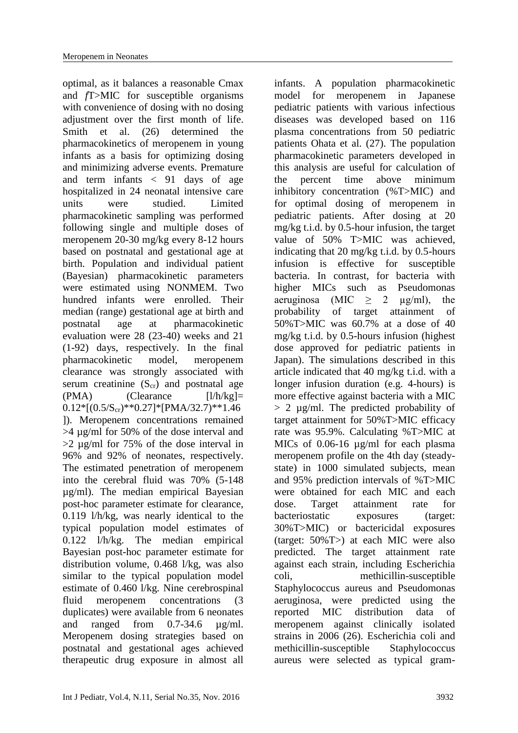optimal, as it balances a reasonable Cmax and *f*T>MIC for susceptible organisms with convenience of dosing with no dosing adjustment over the first month of life. Smith et al. (26) determined the pharmacokinetics of meropenem in young infants as a basis for optimizing dosing and minimizing adverse events. Premature and term infants < 91 days of age hospitalized in 24 neonatal intensive care units were studied. Limited pharmacokinetic sampling was performed following single and multiple doses of meropenem 20-30 mg/kg every 8-12 hours based on postnatal and gestational age at birth. Population and individual patient (Bayesian) pharmacokinetic parameters were estimated using NONMEM. Two hundred infants were enrolled. Their median (range) gestational age at birth and postnatal age at pharmacokinetic evaluation were 28 (23-40) weeks and 21 (1-92) days, respectively. In the final pharmacokinetic model, meropenem clearance was strongly associated with serum creatinine ($S_{cr}$) and postnatal age (PMA) (Clearance [l/h/kg]= 0.12*[(0.5/$S_{cr}$)**0.27]*[PMA/32.7)**1.46 ]). Meropenem concentrations remained >4 µg/ml for 50% of the dose interval and >2 µg/ml for 75% of the dose interval in 96% and 92% of neonates, respectively. The estimated penetration of meropenem into the cerebral fluid was 70% (5-148 µg/ml). The median empirical Bayesian post-hoc parameter estimate for clearance, 0.119 l/h/kg, was nearly identical to the typical population model estimates of 0.122 l/h/kg. The median empirical Bayesian post-hoc parameter estimate for distribution volume, 0.468 l/kg, was also similar to the typical population model estimate of 0.460 l/kg. Nine cerebrospinal fluid meropenem concentrations (3 duplicates) were available from 6 neonates and ranged from 0.7-34.6 µg/ml. Meropenem dosing strategies based on postnatal and gestational ages achieved therapeutic drug exposure in almost all infants. A population pharmacokinetic model for meropenem in Japanese pediatric patients with various infectious diseases was developed based on 116 plasma concentrations from 50 pediatric patients Ohata et al. (27). The population pharmacokinetic parameters developed in this analysis are useful for calculation of the percent time above minimum inhibitory concentration (%T>MIC) and for optimal dosing of meropenem in pediatric patients. After dosing at 20 mg/kg t.i.d. by 0.5-hour infusion, the target value of 50% T>MIC was achieved, indicating that 20 mg/kg t.i.d. by 0.5-hours infusion is effective for susceptible bacteria. In contrast, for bacteria with higher MICs such as Pseudomonas aeruginosa (MIC ≥ 2 µg/ml), the probability of target attainment of 50%T>MIC was 60.7% at a dose of 40 mg/kg t.i.d. by 0.5-hours infusion (highest dose approved for pediatric patients in Japan). The simulations described in this article indicated that 40 mg/kg t.i.d. with a longer infusion duration (e.g. 4-hours) is more effective against bacteria with a MIC > 2 µg/ml. The predicted probability of target attainment for 50%T>MIC efficacy rate was 95.9%. Calculating %T>MIC at MICs of 0.06-16 µg/ml for each plasma meropenem profile on the 4th day (steady-state) in 1000 simulated subjects, mean and 95% prediction intervals of %T>MIC were obtained for each MIC and each dose. Target attainment rate for bacteriostatic exposures (target: 30%T>MIC) or bactericidal exposures (target: 50%T>) at each MIC were also predicted. The target attainment rate against each strain, including Escherichia coli, methicillin-susceptible Staphylococcus aureus and Pseudomonas aeruginosa, were predicted using the reported MIC distribution data of meropenem against clinically isolated strains in 2006 (26). Escherichia coli and methicillin-susceptible Staphylococcus aureus were selected as typical gram-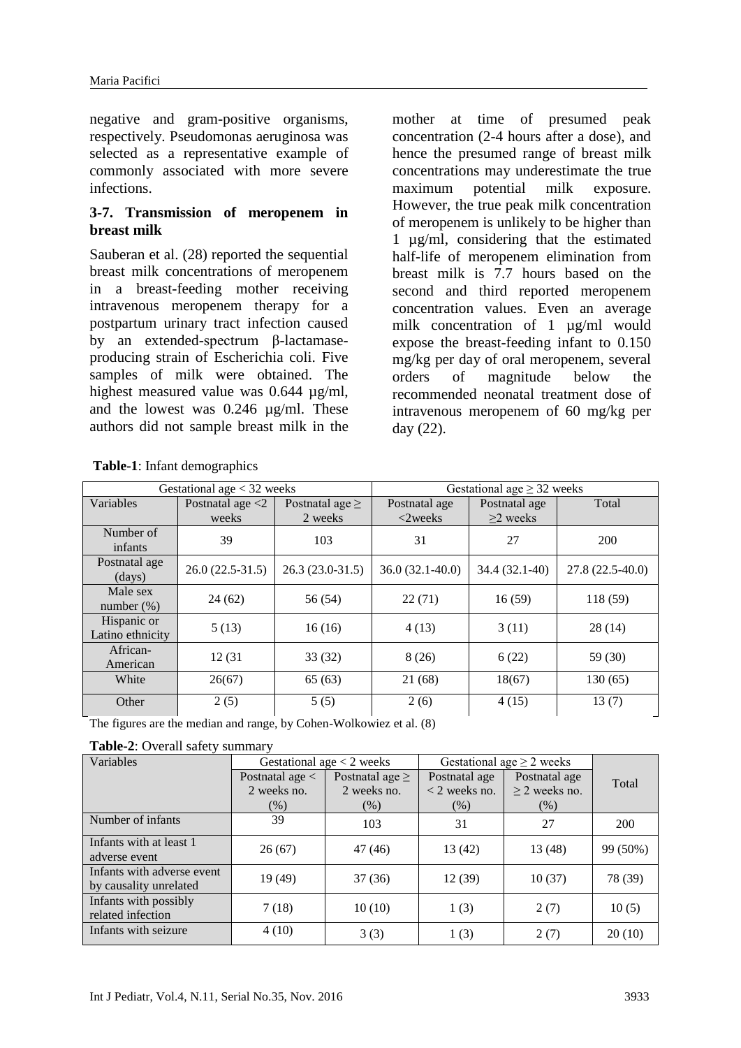negative and gram-positive organisms, respectively. Pseudomonas aeruginosa was selected as a representative example of commonly associated with more severe infections.

### 3-7. Transmission of meropenem in breast milk

Sauberan et al. (28) reported the sequential breast milk concentrations of meropenem in a breast-feeding mother receiving intravenous meropenem therapy for a postpartum urinary tract infection caused by an extended-spectrum β-lactamase-producing strain of Escherichia coli. Five samples of milk were obtained. The highest measured value was 0.644 µg/ml, and the lowest was 0.246 µg/ml. These authors did not sample breast milk in the mother at time of presumed peak concentration (2-4 hours after a dose), and hence the presumed range of breast milk concentrations may underestimate the true maximum potential milk exposure. However, the true peak milk concentration of meropenem is unlikely to be higher than 1 µg/ml, considering that the estimated half-life of meropenem elimination from breast milk is 7.7 hours based on the second and third reported meropenem concentration values. Even an average milk concentration of 1 µg/ml would expose the breast-feeding infant to 0.150 mg/kg per day of oral meropenem, several orders of magnitude below the recommended neonatal treatment dose of intravenous meropenem of 60 mg/kg per day (22).

**Table-1**: Infant demographics

| Gestational age < 32 weeks | | | Gestational age ≥ 32 weeks | | |
|---|---|---|---|---|---|
| Variables | Postnatal age <2 weeks | Postnatal age ≥ 2 weeks | Postnatal age <2weeks | Postnatal age ≥2 weeks | Total |
| Number of infants | 39 | 103 | 31 | 27 | 200 |
| Postnatal age (days) | 26.0 (22.5-31.5) | 26.3 (23.0-31.5) | 36.0 (32.1-40.0) | 34.4 (32.1-40) | 27.8 (22.5-40.0) |
| Male sex number (%) | 24 (62) | 56 (54) | 22 (71) | 16 (59) | 118 (59) |
| Hispanic or Latino ethnicity | 5 (13) | 16 (16) | 4 (13) | 3 (11) | 28 (14) |
| African-American | 12 (31 | 33 (32) | 8 (26) | 6 (22) | 59 (30) |
| White | 26(67) | 65 (63) | 21 (68) | 18(67) | 130 (65) |
| Other | 2 (5) | 5 (5) | 2 (6) | 4 (15) | 13 (7) |

The figures are the median and range, by Cohen-Wolkowiez et al. (8)

**Table-2**: Overall safety summary

| Variables | Gestational age < 2 weeks | | Gestational age ≥ 2 weeks | | Total |
|---|---|---|---|---|---|
| | Postnatal age < 2 weeks no. (%) | Postnatal age ≥ 2 weeks no. (%) | Postnatal age < 2 weeks no. (%) | Postnatal age ≥ 2 weeks no. (%) | |
| Number of infants | 39 | 103 | 31 | 27 | 200 |
| Infants with at least 1 adverse event | 26 (67) | 47 (46) | 13 (42) | 13 (48) | 99 (50%) |
| Infants with adverse event by causality unrelated | 19 (49) | 37 (36) | 12 (39) | 10 (37) | 78 (39) |
| Infants with possibly related infection | 7 (18) | 10 (10) | 1 (3) | 2 (7) | 10 (5) |
| Infants with seizure | 4 (10) | 3 (3) | 1 (3) | 2 (7) | 20 (10) |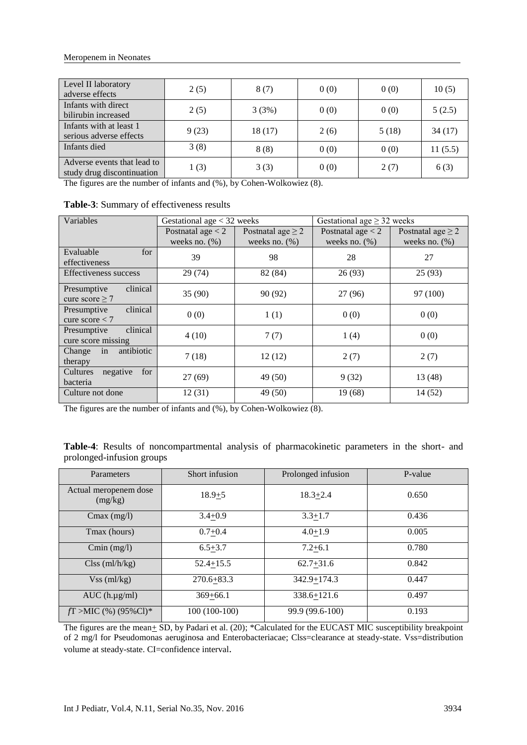| Level II laboratory adverse effects | 2 (5) | 8 (7) | 0 (0) | 0 (0) | 10 (5) |
|---|---|---|---|---|---|
| Infants with direct bilirubin increased | 2 (5) | 3 (3%) | 0 (0) | 0 (0) | 5 (2.5) |
| Infants with at least 1 serious adverse effects | 9 (23) | 18 (17) | 2 (6) | 5 (18) | 34 (17) |
| Infants died | 3 (8) | 8 (8) | 0 (0) | 0 (0) | 11 (5.5) |
| Adverse events that lead to study drug discontinuation | 1 (3) | 3 (3) | 0 (0) | 2 (7) | 6 (3) |

The figures are the number of infants and (%), by Cohen-Wolkowiez (8).

**Table-3**: Summary of effectiveness results

| Variables | Gestational age < 32 weeks | | Gestational age ≥ 32 weeks | |
|---|---|---|---|---|
| | Postnatal age < 2 weeks no. (%) | Postnatal age ≥ 2 weeks no. (%) | Postnatal age < 2 weeks no. (%) | Postnatal age ≥ 2 weeks no. (%) |
| Evaluable for effectiveness | 39 | 98 | 28 | 27 |
| Effectiveness success | 29 (74) | 82 (84) | 26 (93) | 25 (93) |
| Presumptive clinical cure score ≥ 7 | 35 (90) | 90 (92) | 27 (96) | 97 (100) |
| Presumptive clinical cure score < 7 | 0 (0) | 1 (1) | 0 (0) | 0 (0) |
| Presumptive clinical cure score missing | 4 (10) | 7 (7) | 1 (4) | 0 (0) |
| Change in antibiotic therapy | 7 (18) | 12 (12) | 2 (7) | 2 (7) |
| Cultures negative for bacteria | 27 (69) | 49 (50) | 9 (32) | 13 (48) |
| Culture not done | 12 (31) | 49 (50) | 19 (68) | 14 (52) |

The figures are the number of infants and (%), by Cohen-Wolkowiez (8).

**Table-4**: Results of noncompartmental analysis of pharmacokinetic parameters in the short- and prolonged-infusion groups

| Parameters | Short infusion | Prolonged infusion | P-value |
|---|---|---|---|
| Actual meropenem dose (mg/kg) | 18.9±5 | 18.3±2.4 | 0.650 |
| Cmax (mg/l) | 3.4±0.9 | 3.3±1.7 | 0.436 |
| Tmax (hours) | 0.7±0.4 | 4.0±1.9 | 0.005 |
| Cmin (mg/l) | 6.5±3.7 | 7.2±6.1 | 0.780 |
| Clss (ml/h/kg) | 52.4±15.5 | 62.7±31.6 | 0.842 |
| Vss (ml/kg) | 270.6±83.3 | 342.9±174.3 | 0.447 |
| AUC (h.μg/ml) | 369±66.1 | 338.6±121.6 | 0.497 |
| *f*T >MIC (%) (95%Cl)* | 100 (100-100) | 99.9 (99.6-100) | 0.193 |

The figures are the mean± SD, by Padari et al. (20); *Calculated for the EUCAST MIC susceptibility breakpoint of 2 mg/l for Pseudomonas aeruginosa and Enterobacteriacae; Clss=clearance at steady-state. Vss=distribution volume at steady-state. CI=confidence interval.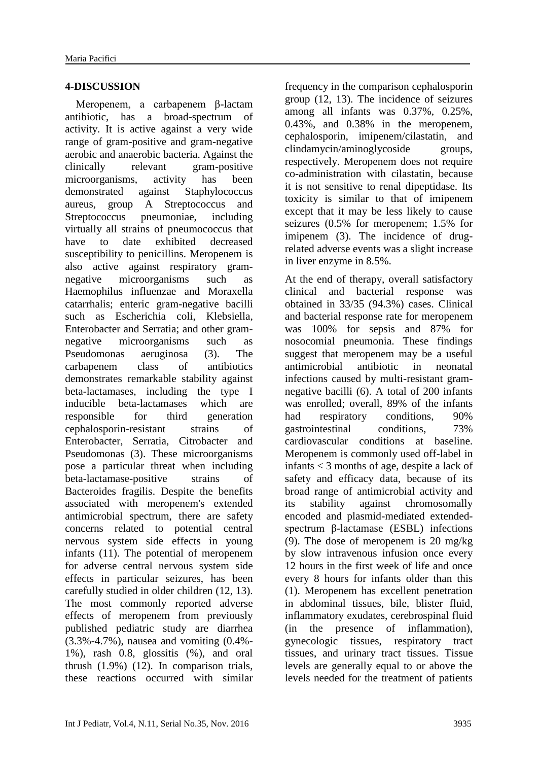## 4-DISCUSSION

Meropenem, a carbapenem β-lactam antibiotic, has a broad-spectrum of activity. It is active against a very wide range of gram-positive and gram-negative aerobic and anaerobic bacteria. Against the clinically relevant gram-positive microorganisms, activity has been demonstrated against Staphylococcus aureus, group A Streptococcus and Streptococcus pneumoniae, including virtually all strains of pneumococcus that have to date exhibited decreased susceptibility to penicillins. Meropenem is also active against respiratory gram-negative microorganisms such as Haemophilus influenzae and Moraxella catarrhalis; enteric gram-negative bacilli such as Escherichia coli, Klebsiella, Enterobacter and Serratia; and other gram-negative microorganisms such as Pseudomonas aeruginosa (3). The carbapenem class of antibiotics demonstrates remarkable stability against beta-lactamases, including the type I inducible beta-lactamases which are responsible for third generation cephalosporin-resistant strains of Enterobacter, Serratia, Citrobacter and Pseudomonas (3). These microorganisms pose a particular threat when including beta-lactamase-positive strains of Bacteroides fragilis. Despite the benefits associated with meropenem's extended antimicrobial spectrum, there are safety concerns related to potential central nervous system side effects in young infants (11). The potential of meropenem for adverse central nervous system side effects in particular seizures, has been carefully studied in older children (12, 13). The most commonly reported adverse effects of meropenem from previously published pediatric study are diarrhea (3.3%-4.7%), nausea and vomiting (0.4%-1%), rash 0.8, glossitis (%), and oral thrush (1.9%) (12). In comparison trials, these reactions occurred with similar frequency in the comparison cephalosporin group (12, 13). The incidence of seizures among all infants was 0.37%, 0.25%, 0.43%, and 0.38% in the meropenem, cephalosporin, imipenem/cilastatin, and clindamycin/aminoglycoside groups, respectively. Meropenem does not require co-administration with cilastatin, because it is not sensitive to renal dipeptidase. Its toxicity is similar to that of imipenem except that it may be less likely to cause seizures (0.5% for meropenem; 1.5% for imipenem (3). The incidence of drug-related adverse events was a slight increase in liver enzyme in 8.5%.

At the end of therapy, overall satisfactory clinical and bacterial response was obtained in 33/35 (94.3%) cases. Clinical and bacterial response rate for meropenem was 100% for sepsis and 87% for nosocomial pneumonia. These findings suggest that meropenem may be a useful antimicrobial antibiotic in neonatal infections caused by multi-resistant gram-negative bacilli (6). A total of 200 infants was enrolled; overall, 89% of the infants had respiratory conditions, 90% gastrointestinal conditions, 73% cardiovascular conditions at baseline. Meropenem is commonly used off-label in infants < 3 months of age, despite a lack of safety and efficacy data, because of its broad range of antimicrobial activity and its stability against chromosomally encoded and plasmid-mediated extended-spectrum β-lactamase (ESBL) infections (9). The dose of meropenem is 20 mg/kg by slow intravenous infusion once every 12 hours in the first week of life and once every 8 hours for infants older than this (1). Meropenem has excellent penetration in abdominal tissues, bile, blister fluid, inflammatory exudates, cerebrospinal fluid (in the presence of inflammation), gynecologic tissues, respiratory tract tissues, and urinary tract tissues. Tissue levels are generally equal to or above the levels needed for the treatment of patients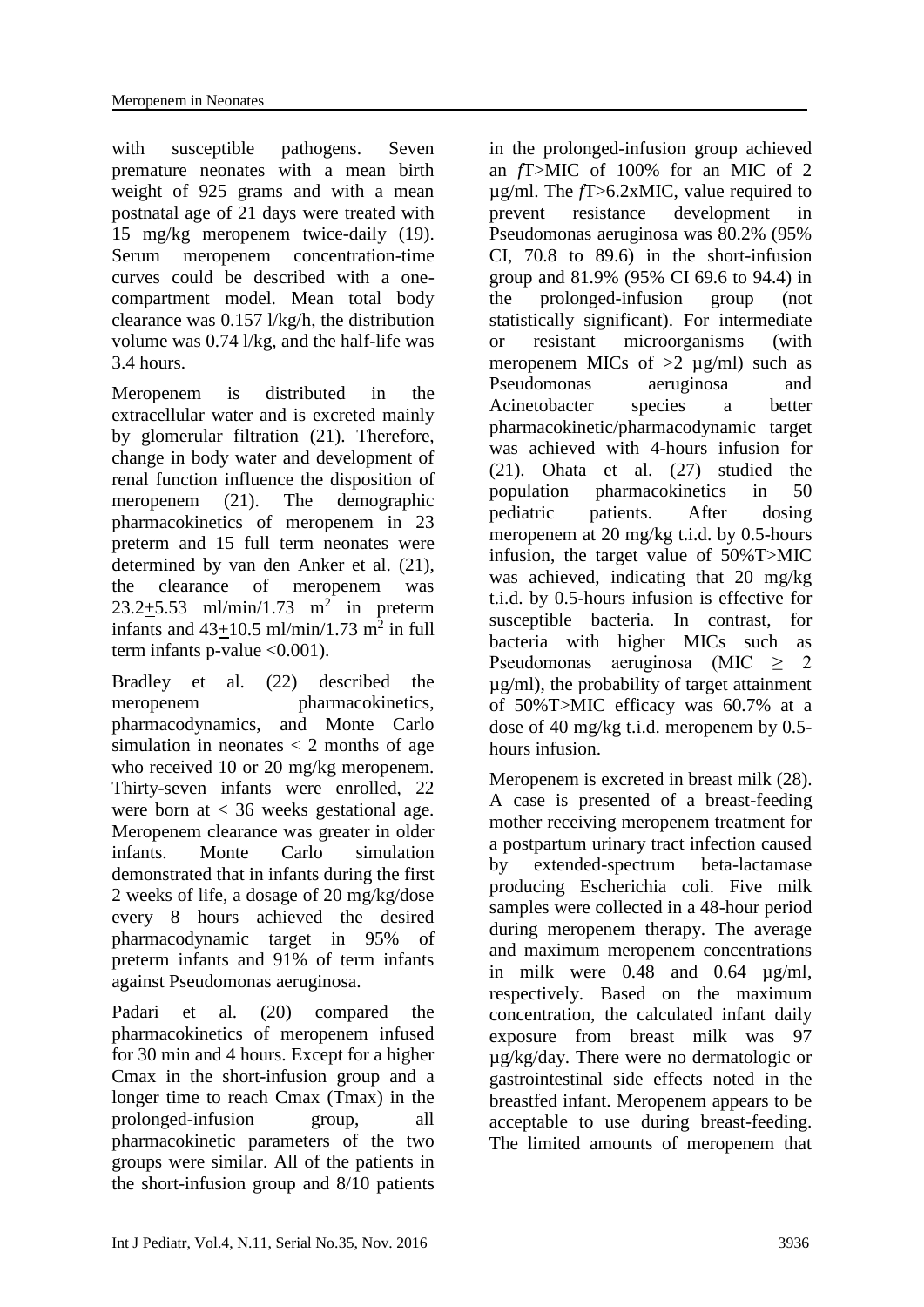with susceptible pathogens. Seven premature neonates with a mean birth weight of 925 grams and with a mean postnatal age of 21 days were treated with 15 mg/kg meropenem twice-daily (19). Serum meropenem concentration-time curves could be described with a one-compartment model. Mean total body clearance was 0.157 l/kg/h, the distribution volume was 0.74 l/kg, and the half-life was 3.4 hours.

Meropenem is distributed in the extracellular water and is excreted mainly by glomerular filtration (21). Therefore, change in body water and development of renal function influence the disposition of meropenem (21). The demographic pharmacokinetics of meropenem in 23 preterm and 15 full term neonates were determined by van den Anker et al. (21), the clearance of meropenem was 23.2±5.53 ml/min/1.73 $m^2$ in preterm infants and 43±10.5 ml/min/1.73 $m^2$ in full term infants p-value <0.001).

Bradley et al. (22) described the meropenem pharmacokinetics, pharmacodynamics, and Monte Carlo simulation in neonates < 2 months of age who received 10 or 20 mg/kg meropenem. Thirty-seven infants were enrolled, 22 were born at < 36 weeks gestational age. Meropenem clearance was greater in older infants. Monte Carlo simulation demonstrated that in infants during the first 2 weeks of life, a dosage of 20 mg/kg/dose every 8 hours achieved the desired pharmacodynamic target in 95% of preterm infants and 91% of term infants against Pseudomonas aeruginosa.

Padari et al. (20) compared the pharmacokinetics of meropenem infused for 30 min and 4 hours. Except for a higher Cmax in the short-infusion group and a longer time to reach Cmax (Tmax) in the prolonged-infusion group, all pharmacokinetic parameters of the two groups were similar. All of the patients in the short-infusion group and 8/10 patients in the prolonged-infusion group achieved an *f*T>MIC of 100% for an MIC of 2 µg/ml. The *f*T>6.2xMIC, value required to prevent resistance development in Pseudomonas aeruginosa was 80.2% (95% CI, 70.8 to 89.6) in the short-infusion group and 81.9% (95% CI 69.6 to 94.4) in the prolonged-infusion group (not statistically significant). For intermediate or resistant microorganisms (with meropenem MICs of >2 µg/ml) such as Pseudomonas aeruginosa and Acinetobacter species a better pharmacokinetic/pharmacodynamic target was achieved with 4-hours infusion for (21). Ohata et al. (27) studied the population pharmacokinetics in 50 pediatric patients. After dosing meropenem at 20 mg/kg t.i.d. by 0.5-hours infusion, the target value of 50%T>MIC was achieved, indicating that 20 mg/kg t.i.d. by 0.5-hours infusion is effective for susceptible bacteria. In contrast, for bacteria with higher MICs such as Pseudomonas aeruginosa (MIC ≥ 2 µg/ml), the probability of target attainment of 50%T>MIC efficacy was 60.7% at a dose of 40 mg/kg t.i.d. meropenem by 0.5-hours infusion.

Meropenem is excreted in breast milk (28). A case is presented of a breast-feeding mother receiving meropenem treatment for a postpartum urinary tract infection caused by extended-spectrum beta-lactamase producing Escherichia coli. Five milk samples were collected in a 48-hour period during meropenem therapy. The average and maximum meropenem concentrations in milk were 0.48 and 0.64 µg/ml, respectively. Based on the maximum concentration, the calculated infant daily exposure from breast milk was 97 µg/kg/day. There were no dermatologic or gastrointestinal side effects noted in the breastfed infant. Meropenem appears to be acceptable to use during breast-feeding. The limited amounts of meropenem that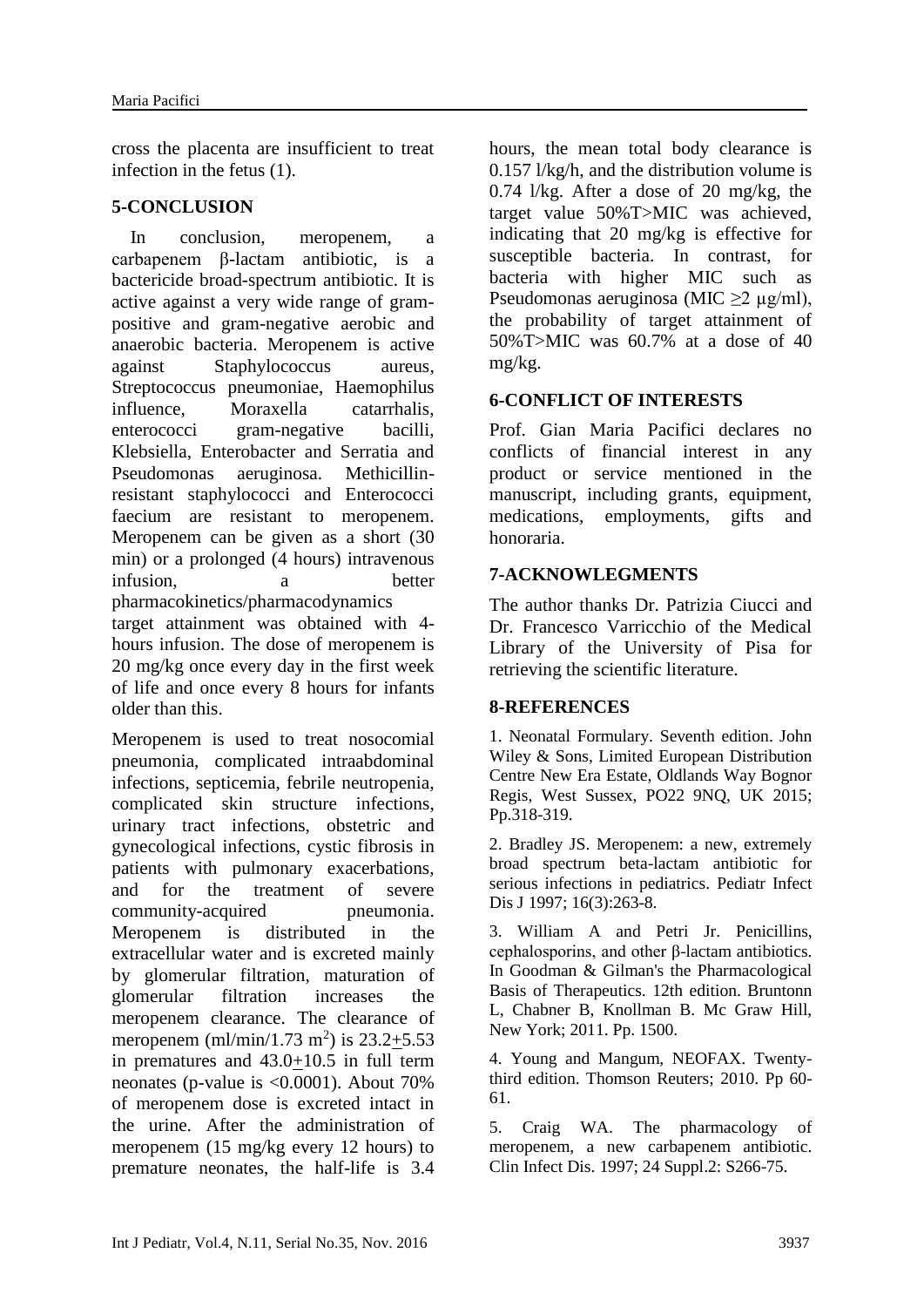cross the placenta are insufficient to treat infection in the fetus (1).

## 5-CONCLUSION

In conclusion, meropenem, a carbapenem β-lactam antibiotic, is a bactericide broad-spectrum antibiotic. It is active against a very wide range of gram-positive and gram-negative aerobic and anaerobic bacteria. Meropenem is active against Staphylococcus aureus, Streptococcus pneumoniae, Haemophilus influence, Moraxella catarrhalis, enterococci gram-negative bacilli, Klebsiella, Enterobacter and Serratia and Pseudomonas aeruginosa. Methicillin-resistant staphylococci and Enterococci faecium are resistant to meropenem. Meropenem can be given as a short (30 min) or a prolonged (4 hours) intravenous infusion, a better pharmacokinetics/pharmacodynamics target attainment was obtained with 4-hours infusion. The dose of meropenem is 20 mg/kg once every day in the first week of life and once every 8 hours for infants older than this.

Meropenem is used to treat nosocomial pneumonia, complicated intraabdominal infections, septicemia, febrile neutropenia, complicated skin structure infections, urinary tract infections, obstetric and gynecological infections, cystic fibrosis in patients with pulmonary exacerbations, and for the treatment of severe community-acquired pneumonia. Meropenem is distributed in the extracellular water and is excreted mainly by glomerular filtration, maturation of glomerular filtration increases the meropenem clearance. The clearance of meropenem (ml/min/1.73 $m^2$) is 23.2$\pm$5.53 in prematures and 43.0$\pm$10.5 in full term neonates (p-value is <0.0001). About 70% of meropenem dose is excreted intact in the urine. After the administration of meropenem (15 mg/kg every 12 hours) to premature neonates, the half-life is 3.4 hours, the mean total body clearance is 0.157 l/kg/h, and the distribution volume is 0.74 l/kg. After a dose of 20 mg/kg, the target value 50%T>MIC was achieved, indicating that 20 mg/kg is effective for susceptible bacteria. In contrast, for bacteria with higher MIC such as Pseudomonas aeruginosa (MIC ≥2 μg/ml), the probability of target attainment of 50%T>MIC was 60.7% at a dose of 40 mg/kg.

## 6-CONFLICT OF INTERESTS

Prof. Gian Maria Pacifici declares no conflicts of financial interest in any product or service mentioned in the manuscript, including grants, equipment, medications, employments, gifts and honoraria.

## 7-ACKNOWLEGMENTS

The author thanks Dr. Patrizia Ciucci and Dr. Francesco Varricchio of the Medical Library of the University of Pisa for retrieving the scientific literature.

## 8-REFERENCES

1. Neonatal Formulary. Seventh edition. John Wiley & Sons, Limited European Distribution Centre New Era Estate, Oldlands Way Bognor Regis, West Sussex, PO22 9NQ, UK 2015; Pp.318-319.

2. Bradley JS. Meropenem: a new, extremely broad spectrum beta-lactam antibiotic for serious infections in pediatrics. Pediatr Infect Dis J 1997; 16(3):263-8.

3. William A and Petri Jr. Penicillins, cephalosporins, and other β-lactam antibiotics. In Goodman & Gilman's the Pharmacological Basis of Therapeutics. 12th edition. Bruntonn L, Chabner B, Knollman B. Mc Graw Hill, New York; 2011. Pp. 1500.

4. Young and Mangum, NEOFAX. Twenty-third edition. Thomson Reuters; 2010. Pp 60-61.

5. Craig WA. The pharmacology of meropenem, a new carbapenem antibiotic. Clin Infect Dis. 1997; 24 Suppl.2: S266-75.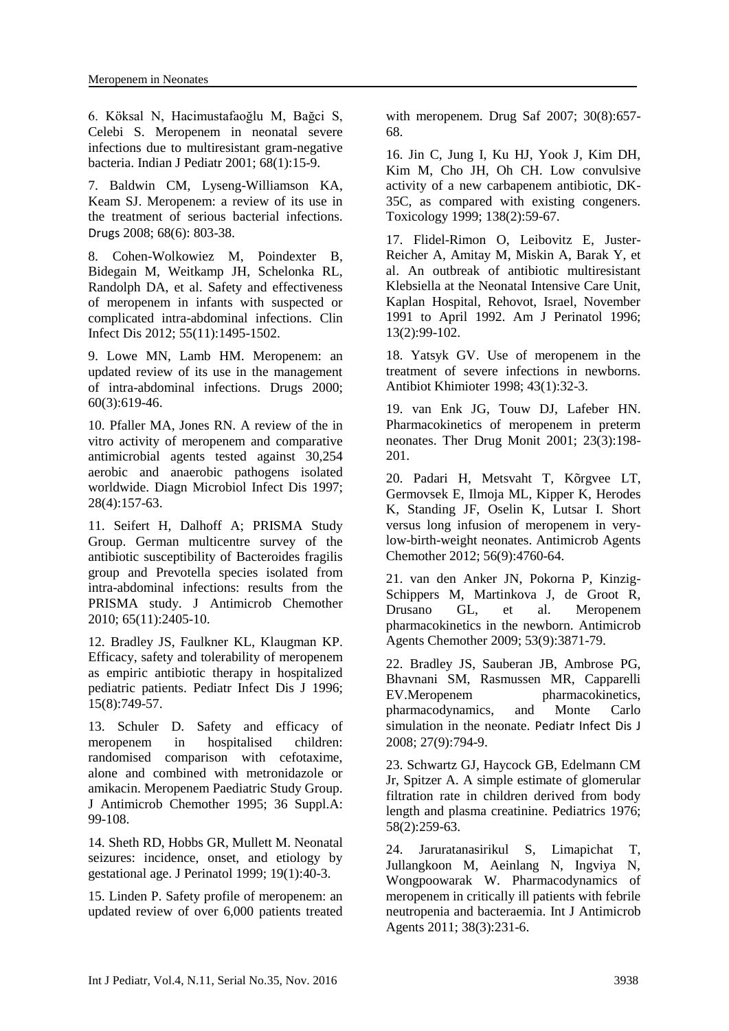6. Köksal N, Hacimustafaoğlu M, Bağci S, Celebi S. Meropenem in neonatal severe infections due to multiresistant gram-negative bacteria. Indian J Pediatr 2001; 68(1):15-9.

7. Baldwin CM, Lyseng-Williamson KA, Keam SJ. Meropenem: a review of its use in the treatment of serious bacterial infections. Drugs 2008; 68(6): 803-38.

8. Cohen-Wolkowiez M, Poindexter B, Bidegain M, Weitkamp JH, Schelonka RL, Randolph DA, et al. Safety and effectiveness of meropenem in infants with suspected or complicated intra-abdominal infections. Clin Infect Dis 2012; 55(11):1495-1502.

9. Lowe MN, Lamb HM. Meropenem: an updated review of its use in the management of intra-abdominal infections. Drugs 2000; 60(3):619-46.

10. Pfaller MA, Jones RN. A review of the in vitro activity of meropenem and comparative antimicrobial agents tested against 30,254 aerobic and anaerobic pathogens isolated worldwide. Diagn Microbiol Infect Dis 1997; 28(4):157-63.

11. Seifert H, Dalhoff A; PRISMA Study Group. German multicentre survey of the antibiotic susceptibility of Bacteroides fragilis group and Prevotella species isolated from intra-abdominal infections: results from the PRISMA study. J Antimicrob Chemother 2010; 65(11):2405-10.

12. Bradley JS, Faulkner KL, Klaugman KP. Efficacy, safety and tolerability of meropenem as empiric antibiotic therapy in hospitalized pediatric patients. Pediatr Infect Dis J 1996; 15(8):749-57.

13. Schuler D. Safety and efficacy of meropenem in hospitalised children: randomised comparison with cefotaxime, alone and combined with metronidazole or amikacin. Meropenem Paediatric Study Group. J Antimicrob Chemother 1995; 36 Suppl.A: 99-108.

14. Sheth RD, Hobbs GR, Mullett M. Neonatal seizures: incidence, onset, and etiology by gestational age. J Perinatol 1999; 19(1):40-3.

15. Linden P. Safety profile of meropenem: an updated review of over 6,000 patients treated with meropenem. Drug Saf 2007; 30(8):657-68.

16. Jin C, Jung I, Ku HJ, Yook J, Kim DH, Kim M, Cho JH, Oh CH. Low convulsive activity of a new carbapenem antibiotic, DK-35C, as compared with existing congeners. Toxicology 1999; 138(2):59-67.

17. Flidel-Rimon O, Leibovitz E, Juster-Reicher A, Amitay M, Miskin A, Barak Y, et al. An outbreak of antibiotic multiresistant Klebsiella at the Neonatal Intensive Care Unit, Kaplan Hospital, Rehovot, Israel, November 1991 to April 1992. Am J Perinatol 1996; 13(2):99-102.

18. Yatsyk GV. Use of meropenem in the treatment of severe infections in newborns. Antibiot Khimioter 1998; 43(1):32-3.

19. van Enk JG, Touw DJ, Lafeber HN. Pharmacokinetics of meropenem in preterm neonates. Ther Drug Monit 2001; 23(3):198-201.

20. Padari H, Metsvaht T, Kõrgvee LT, Germovsek E, Ilmoja ML, Kipper K, Herodes K, Standing JF, Oselin K, Lutsar I. Short versus long infusion of meropenem in very-low-birth-weight neonates. Antimicrob Agents Chemother 2012; 56(9):4760-64.

21. van den Anker JN, Pokorna P, Kinzig-Schippers M, Martinkova J, de Groot R, Drusano GL, et al. Meropenem pharmacokinetics in the newborn. Antimicrob Agents Chemother 2009; 53(9):3871-79.

22. Bradley JS, Sauberan JB, Ambrose PG, Bhavnani SM, Rasmussen MR, Capparelli EV.Meropenem pharmacokinetics, pharmacodynamics, and Monte Carlo simulation in the neonate. Pediatr Infect Dis J 2008; 27(9):794-9.

23. Schwartz GJ, Haycock GB, Edelmann CM Jr, Spitzer A. A simple estimate of glomerular filtration rate in children derived from body length and plasma creatinine. Pediatrics 1976; 58(2):259-63.

24. Jaruratanasirikul S, Limapichat T, Jullangkoon M, Aeinlang N, Ingviya N, Wongpoowarak W. Pharmacodynamics of meropenem in critically ill patients with febrile neutropenia and bacteraemia. Int J Antimicrob Agents 2011; 38(3):231-6.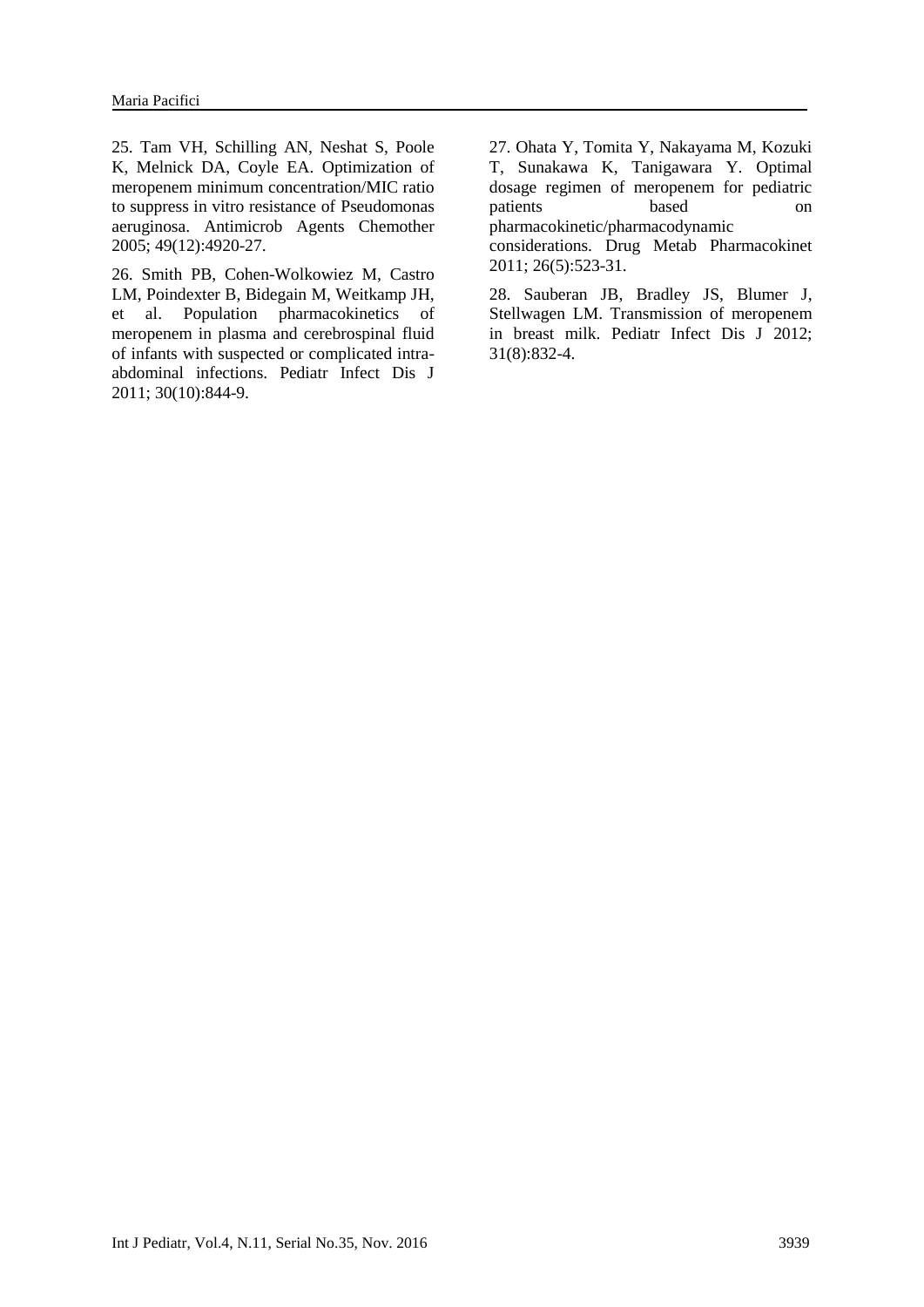25. Tam VH, Schilling AN, Neshat S, Poole K, Melnick DA, Coyle EA. Optimization of meropenem minimum concentration/MIC ratio to suppress in vitro resistance of Pseudomonas aeruginosa. Antimicrob Agents Chemother 2005; 49(12):4920-27.

26. Smith PB, Cohen-Wolkowiez M, Castro LM, Poindexter B, Bidegain M, Weitkamp JH, et al. Population pharmacokinetics of meropenem in plasma and cerebrospinal fluid of infants with suspected or complicated intra-abdominal infections. Pediatr Infect Dis J 2011; 30(10):844-9.

27. Ohata Y, Tomita Y, Nakayama M, Kozuki T, Sunakawa K, Tanigawara Y. Optimal dosage regimen of meropenem for pediatric patients based on pharmacokinetic/pharmacodynamic considerations. Drug Metab Pharmacokinet 2011; 26(5):523-31.

28. Sauberan JB, Bradley JS, Blumer J, Stellwagen LM. Transmission of meropenem in breast milk. Pediatr Infect Dis J 2012; 31(8):832-4.